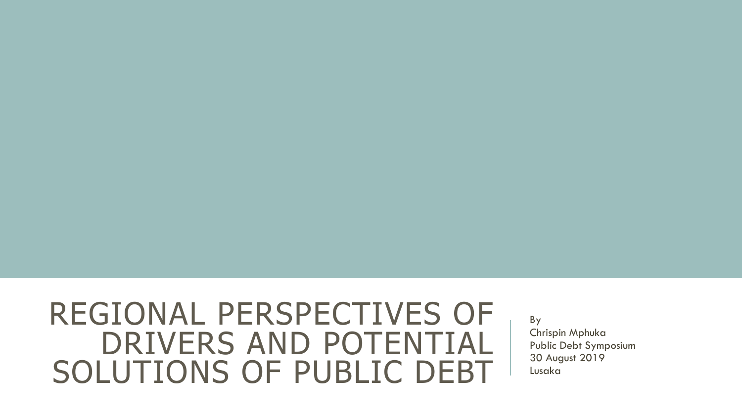# REGIONAL PERSPECTIVES OF DRIVERS AND POTENTIAL SOLUTIONS OF PUBLIC DEBT

By
Chrispin Mphuka
Public Debt Symposium
30 August 2019
Lusaka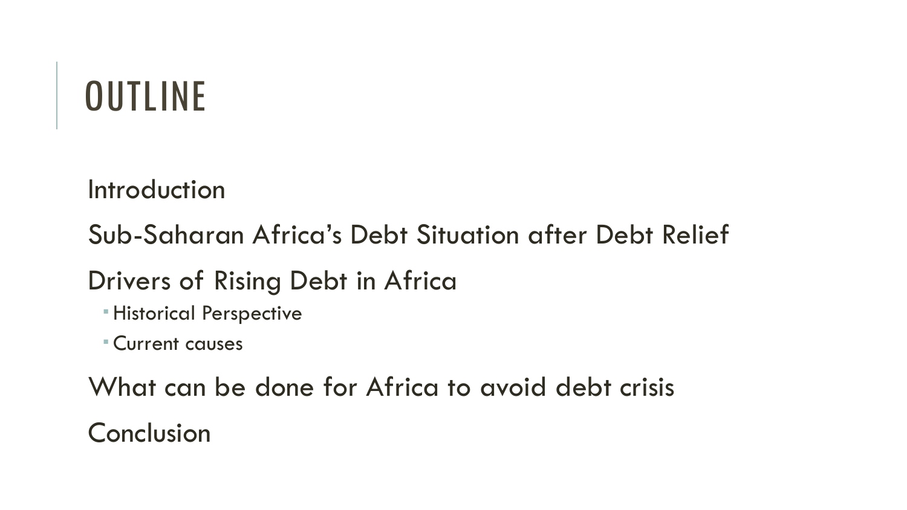# OUTLINE

Introduction

Sub-Saharan Africa's Debt Situation after Debt Relief

Drivers of Rising Debt in Africa

- Historical Perspective
- Current causes

What can be done for Africa to avoid debt crisis

Conclusion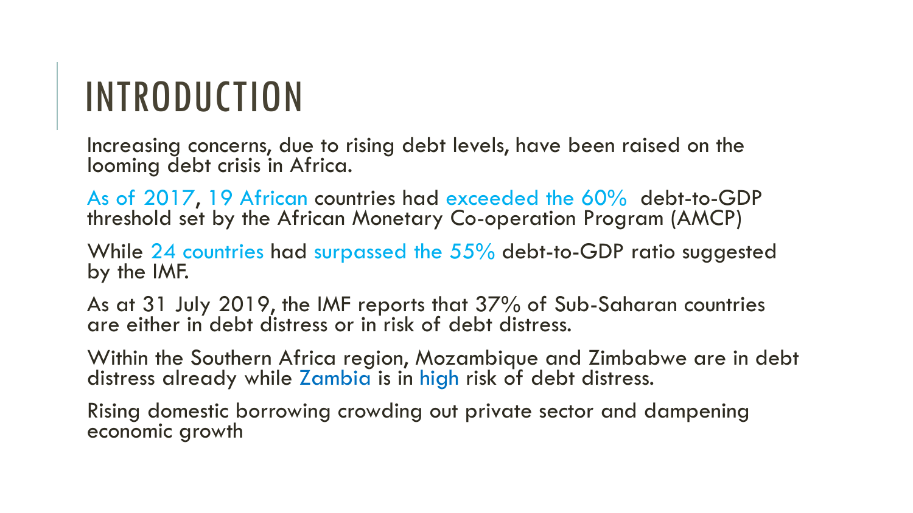# INTRODUCTION

Increasing concerns, due to rising debt levels, have been raised on the looming debt crisis in Africa.

As of 2017, 19 African countries had exceeded the 60% debt-to-GDP threshold set by the African Monetary Co-operation Program (AMCP)

While 24 countries had surpassed the 55% debt-to-GDP ratio suggested by the IMF.

As at 31 July 2019, the IMF reports that 37% of Sub-Saharan countries are either in debt distress or in risk of debt distress.

Within the Southern Africa region, Mozambique and Zimbabwe are in debt distress already while Zambia is in high risk of debt distress.

Rising domestic borrowing crowding out private sector and dampening economic growth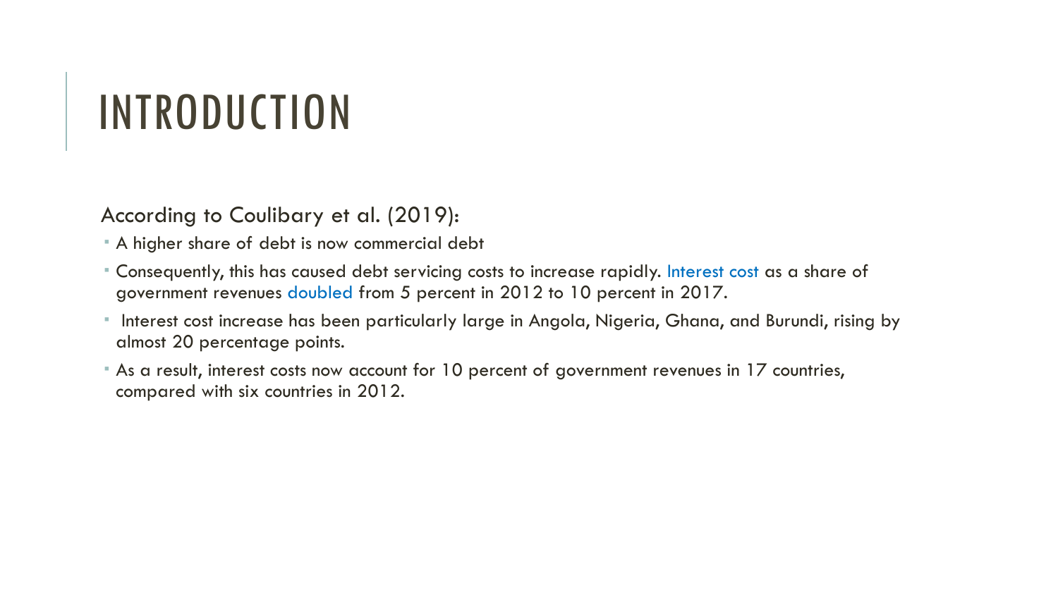# INTRODUCTION

According to Coulibary et al. (2019):

- A higher share of debt is now commercial debt
- Consequently, this has caused debt servicing costs to increase rapidly. Interest cost as a share of government revenues doubled from 5 percent in 2012 to 10 percent in 2017.
- Interest cost increase has been particularly large in Angola, Nigeria, Ghana, and Burundi, rising by almost 20 percentage points.
- As a result, interest costs now account for 10 percent of government revenues in 17 countries, compared with six countries in 2012.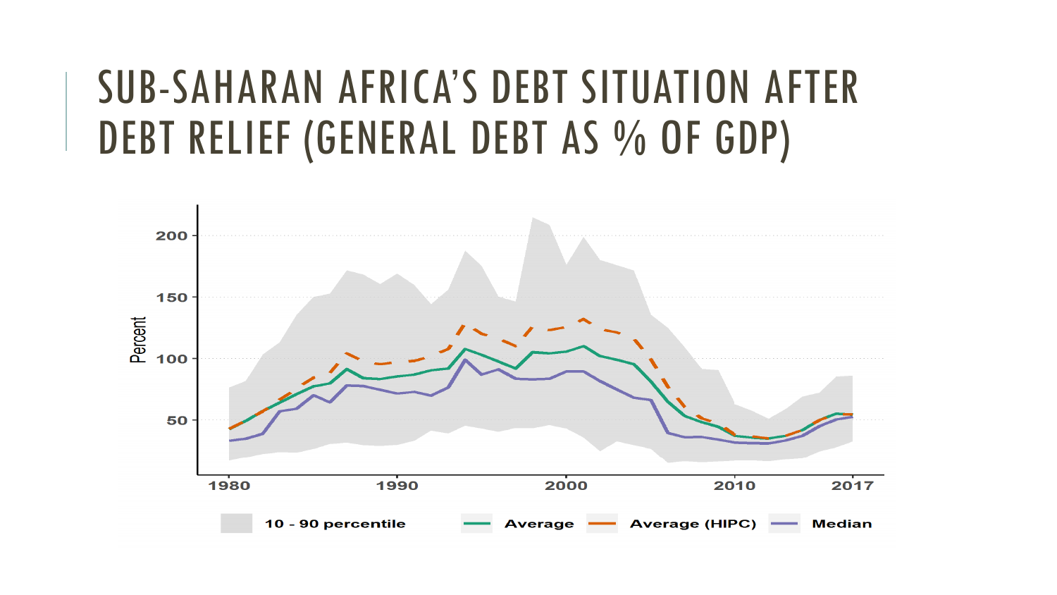# SUB-SAHARAN AFRICA'S DEBT SITUATION AFTER DEBT RELIEF (GENERAL DEBT AS % OF GDP)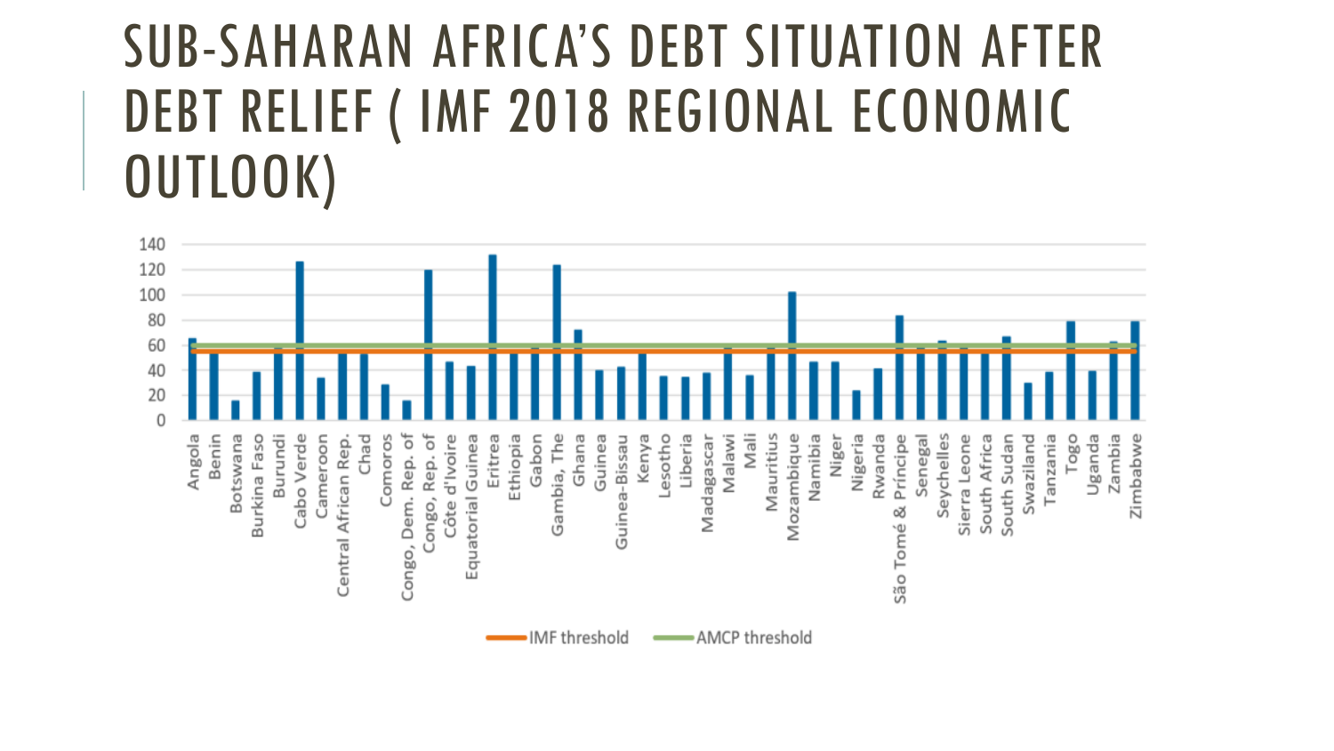# SUB-SAHARAN AFRICA'S DEBT SITUATION AFTER DEBT RELIEF ( IMF 2018 REGIONAL ECONOMIC OUTLOOK)

140
120
100
80
60
40
20
0

Angola, Benin, Botswana, Burkina Faso, Burundi, Cabo Verde, Cameroon, Central African Rep., Chad, Comoros, Congo, Dem. Rep. of, Congo, Rep. of, Côte d'Ivoire, Equatorial Guinea, Eritrea, Ethiopia, Gabon, Gambia, The, Ghana, Guinea, Guinea-Bissau, Kenya, Lesotho, Liberia, Madagascar, Malawi, Mali, Mauritius, Mozambique, Namibia, Niger, Nigeria, Rwanda, São Tomé & Príncipe, Senegal, Seychelles, Sierra Leone, South Africa, South Sudan, Swaziland, Tanzania, Togo, Uganda, Zambia, Zimbabwe

IMF threshold
AMCP threshold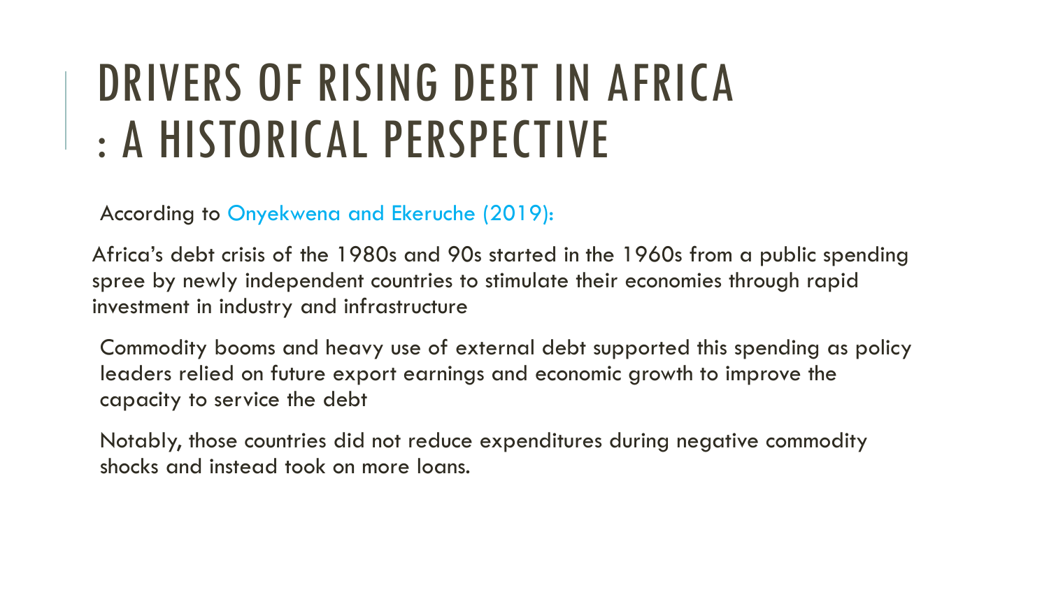# DRIVERS OF RISING DEBT IN AFRICA : A HISTORICAL PERSPECTIVE

According to Onyekwena and Ekeruche (2019):

Africa's debt crisis of the 1980s and 90s started in the 1960s from a public spending spree by newly independent countries to stimulate their economies through rapid investment in industry and infrastructure

Commodity booms and heavy use of external debt supported this spending as policy leaders relied on future export earnings and economic growth to improve the capacity to service the debt

Notably, those countries did not reduce expenditures during negative commodity shocks and instead took on more loans.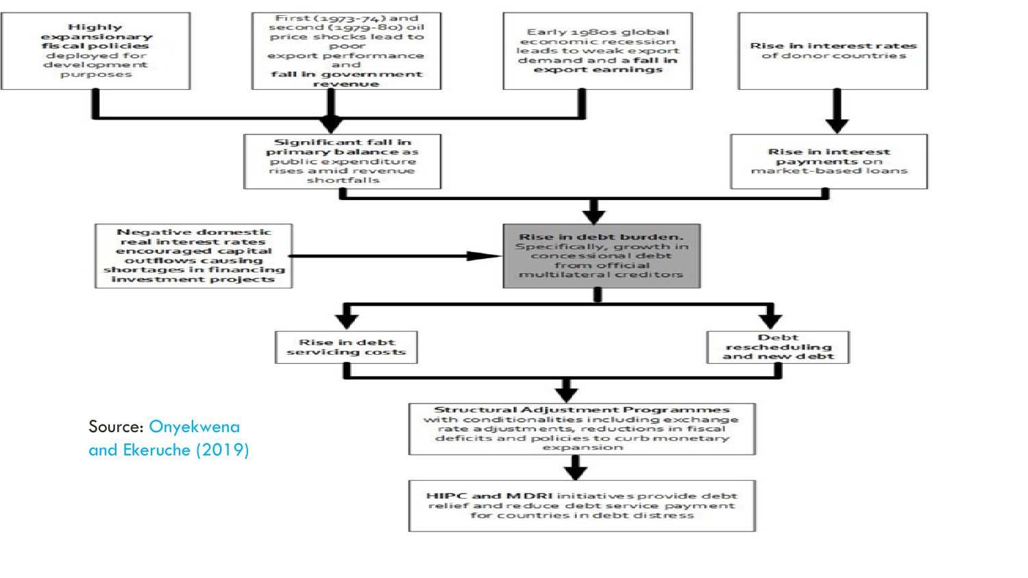**Highly expansionary fiscal policies** deployed for development purposes

First (1973-74) and second (1979-80) oil price shocks lead to poor export performance and **fall in government revenue**

Early 1980s global economic recession leads to weak export demand and a **fall in export earnings**

**Rise in interest rates** of donor countries

**Significant fall in primary balance** as public expenditure rises amid revenue shortfalls

**Rise in interest payments** on market-based loans

**Negative domestic real interest rates encouraged capital outflows causing shortages in financing investment projects**

**Rise in debt burden.** Specifically, growth in concessional debt from official multilateral creditors

**Rise in debt servicing costs**

**Debt rescheduling and new debt**

**Structural Adjustment Programmes** with conditionalities including exchange rate adjustments, reductions in fiscal deficits and policies to curb monetary expansion

**HIPC and MDRI** initiatives provide debt relief and reduce debt service payment for countries in debt distress

Source: Onyekwena and Ekeruche (2019)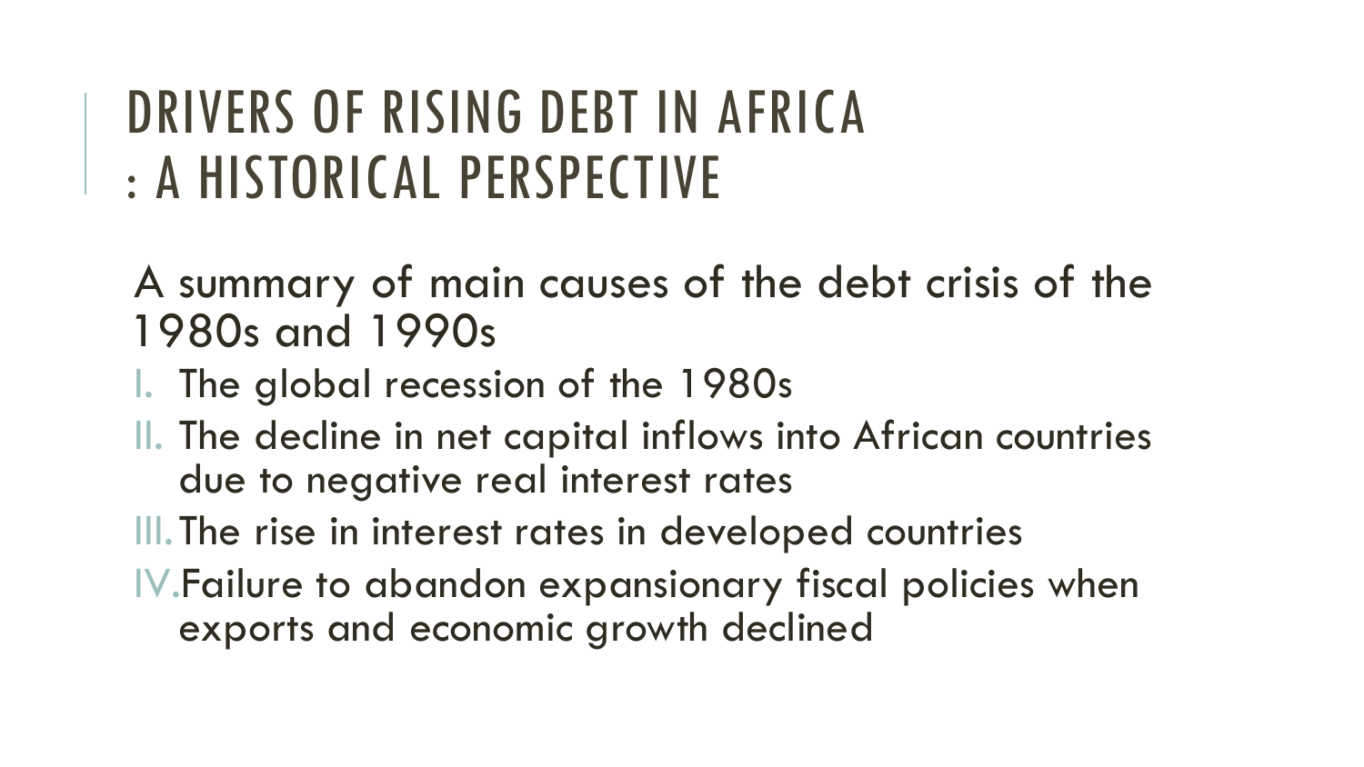# DRIVERS OF RISING DEBT IN AFRICA : A HISTORICAL PERSPECTIVE

A summary of main causes of the debt crisis of the 1980s and 1990s

I. The global recession of the 1980s
II. The decline in net capital inflows into African countries due to negative real interest rates
III. The rise in interest rates in developed countries
IV. Failure to abandon expansionary fiscal policies when exports and economic growth declined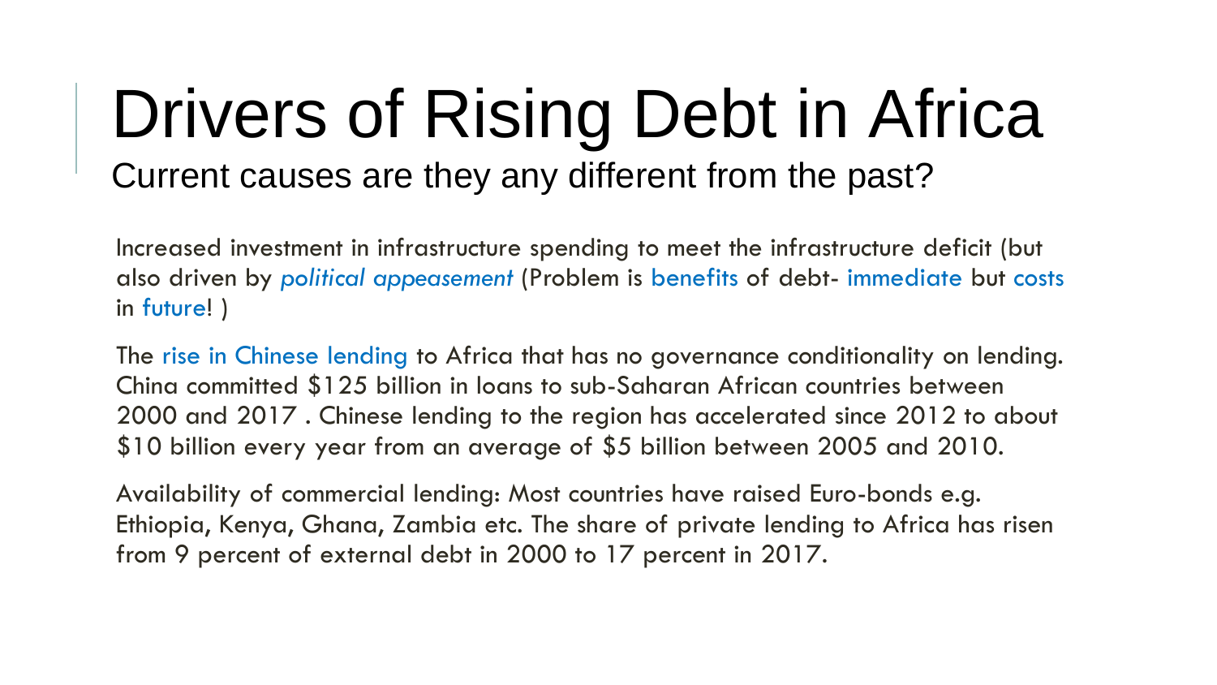# Drivers of Rising Debt in Africa

## Current causes are they any different from the past?

Increased investment in infrastructure spending to meet the infrastructure deficit (but also driven by *political appeasement* (Problem is benefits of debt- immediate but costs in future! )

The rise in Chinese lending to Africa that has no governance conditionality on lending. China committed $125 billion in loans to sub-Saharan African countries between 2000 and 2017 . Chinese lending to the region has accelerated since 2012 to about $10 billion every year from an average of $5 billion between 2005 and 2010.

Availability of commercial lending: Most countries have raised Euro-bonds e.g. Ethiopia, Kenya, Ghana, Zambia etc. The share of private lending to Africa has risen from 9 percent of external debt in 2000 to 17 percent in 2017.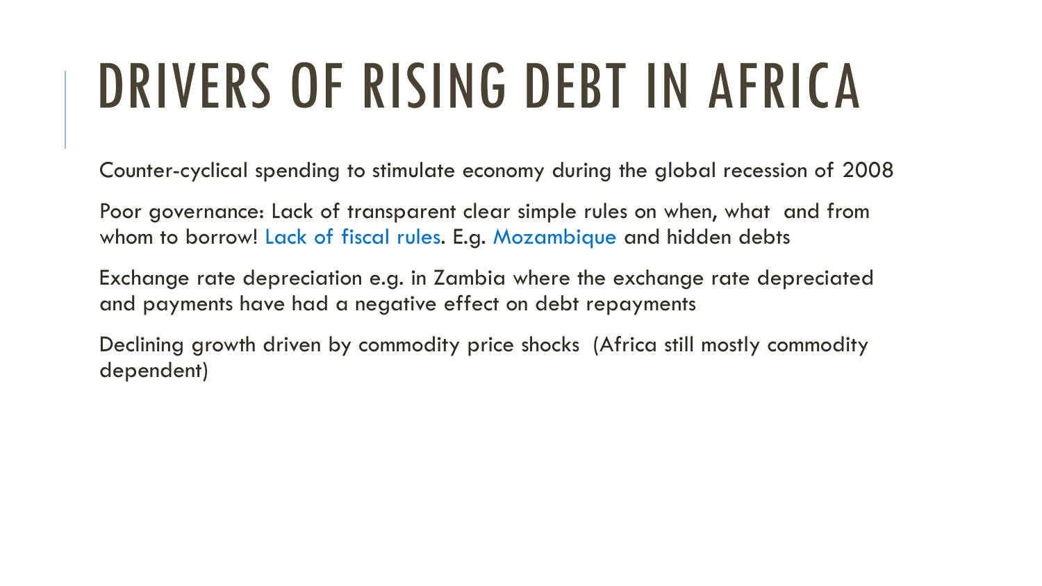# DRIVERS OF RISING DEBT IN AFRICA

Counter-cyclical spending to stimulate economy during the global recession of 2008

Poor governance: Lack of transparent clear simple rules on when, what and from whom to borrow! Lack of fiscal rules. E.g. Mozambique and hidden debts

Exchange rate depreciation e.g. in Zambia where the exchange rate depreciated and payments have had a negative effect on debt repayments

Declining growth driven by commodity price shocks (Africa still mostly commodity dependent)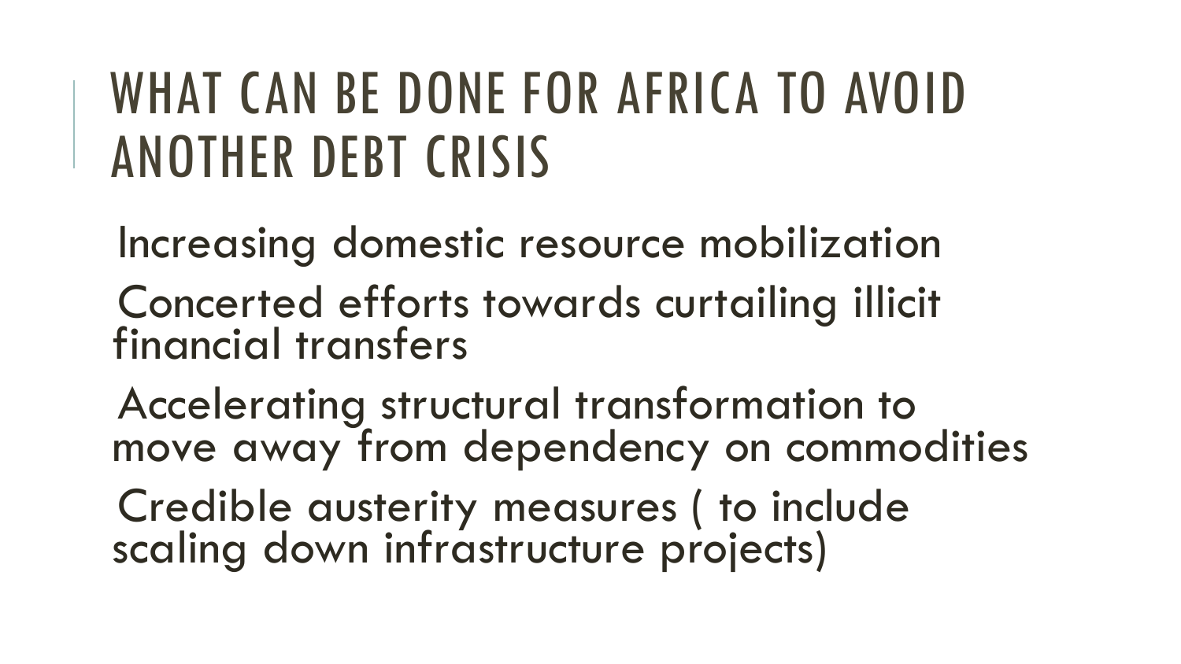# WHAT CAN BE DONE FOR AFRICA TO AVOID ANOTHER DEBT CRISIS

- Increasing domestic resource mobilization
- Concerted efforts towards curtailing illicit financial transfers
- Accelerating structural transformation to move away from dependency on commodities
- Credible austerity measures ( to include scaling down infrastructure projects)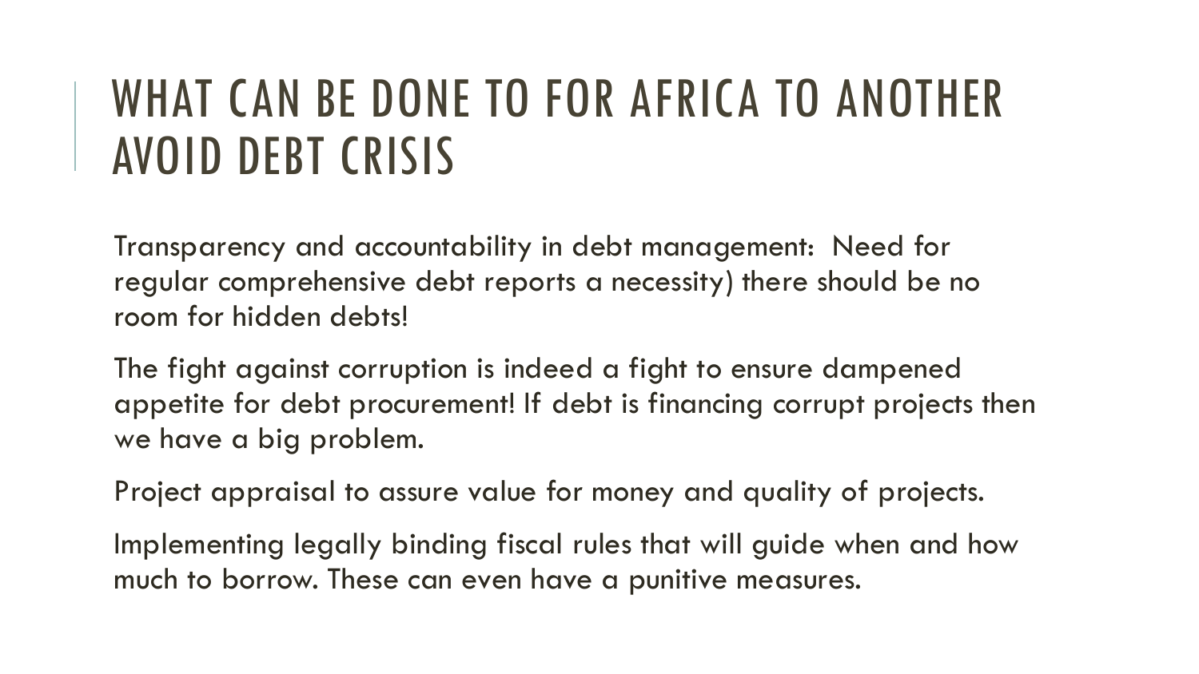# WHAT CAN BE DONE TO FOR AFRICA TO ANOTHER AVOID DEBT CRISIS

Transparency and accountability in debt management: Need for regular comprehensive debt reports a necessity) there should be no room for hidden debts!

The fight against corruption is indeed a fight to ensure dampened appetite for debt procurement! If debt is financing corrupt projects then we have a big problem.

Project appraisal to assure value for money and quality of projects.

Implementing legally binding fiscal rules that will guide when and how much to borrow. These can even have a punitive measures.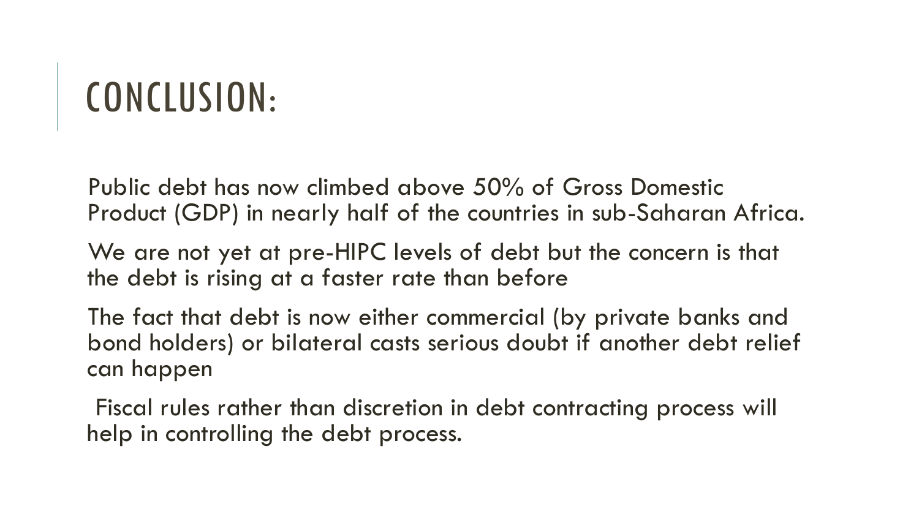# CONCLUSION:

Public debt has now climbed above 50% of Gross Domestic Product (GDP) in nearly half of the countries in sub-Saharan Africa.

We are not yet at pre-HIPC levels of debt but the concern is that the debt is rising at a faster rate than before

The fact that debt is now either commercial (by private banks and bond holders) or bilateral casts serious doubt if another debt relief can happen

Fiscal rules rather than discretion in debt contracting process will help in controlling the debt process.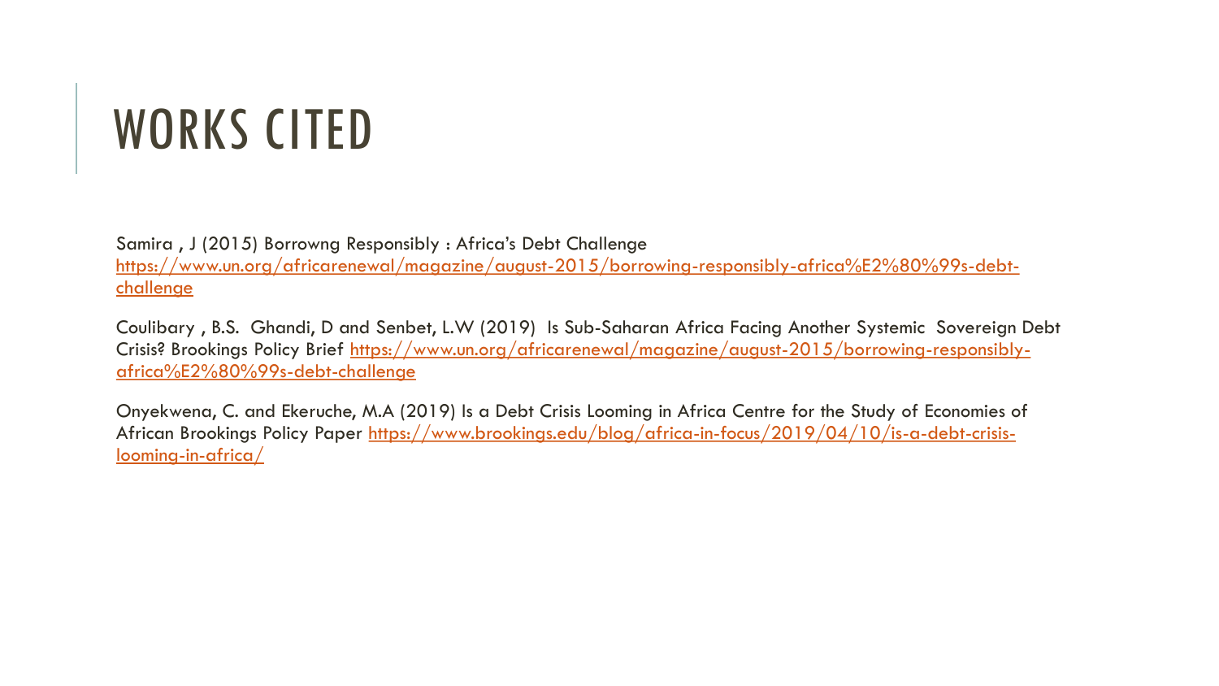# WORKS CITED

Samira , J (2015) Borrowng Responsibly : Africa's Debt Challenge https://www.un.org/africarenewal/magazine/august-2015/borrowing-responsibly-africa%E2%80%99s-debt-challenge

Coulibary , B.S. Ghandi, D and Senbet, L.W (2019) Is Sub-Saharan Africa Facing Another Systemic Sovereign Debt Crisis? Brookings Policy Brief https://www.un.org/africarenewal/magazine/august-2015/borrowing-responsibly-africa%E2%80%99s-debt-challenge

Onyekwena, C. and Ekeruche, M.A (2019) Is a Debt Crisis Looming in Africa Centre for the Study of Economies of African Brookings Policy Paper https://www.brookings.edu/blog/africa-in-focus/2019/04/10/is-a-debt-crisis-looming-in-africa/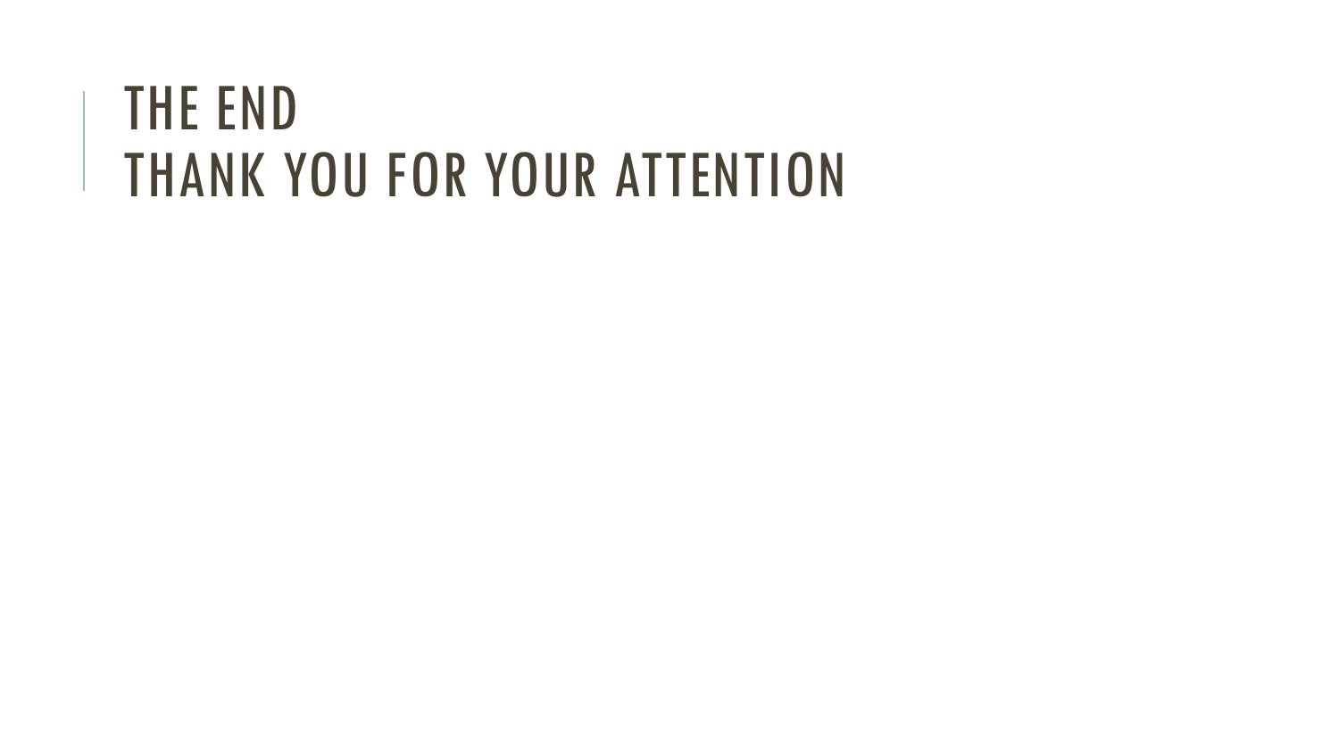# THE END
# THANK YOU FOR YOUR ATTENTION